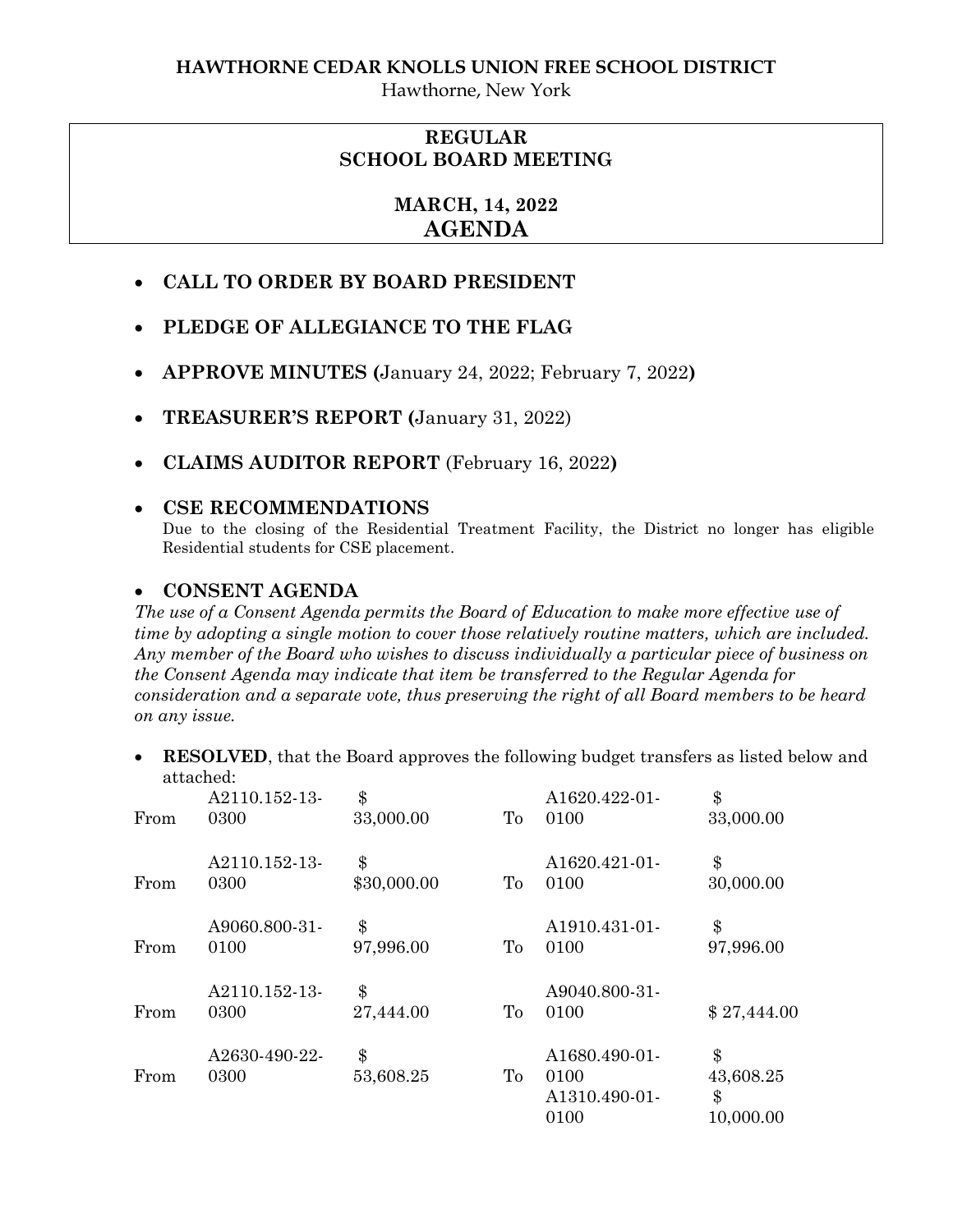**HAWTHORNE CEDAR KNOLLS UNION FREE SCHOOL DISTRICT**
Hawthorne, New York

**REGULAR**
**SCHOOL BOARD MEETING**

**MARCH, 14, 2022**
**AGENDA**

- **CALL TO ORDER BY BOARD PRESIDENT**
- **PLEDGE OF ALLEGIANCE TO THE FLAG**
- **APPROVE MINUTES (**January 24, 2022; February 7, 2022**)**
- **TREASURER'S REPORT (**January 31, 2022)
- **CLAIMS AUDITOR REPORT** (February 16, 2022**)**
- **CSE RECOMMENDATIONS**
  Due to the closing of the Residential Treatment Facility, the District no longer has eligible Residential students for CSE placement.
- **CONSENT AGENDA**
  *The use of a Consent Agenda permits the Board of Education to make more effective use of time by adopting a single motion to cover those relatively routine matters, which are included. Any member of the Board who wishes to discuss individually a particular piece of business on the Consent Agenda may indicate that item be transferred to the Regular Agenda for consideration and a separate vote, thus preserving the right of all Board members to be heard on any issue.*
- **RESOLVED**, that the Board approves the following budget transfers as listed below and attached:

| | | | | | |
|---|---|---|---|---|---|
| From | A2110.152-13-0300 | $ 33,000.00 | To | A1620.422-01-0100 | $ 33,000.00 |
| From | A2110.152-13-0300 | $ $30,000.00 | To | A1620.421-01-0100 | $ 30,000.00 |
| From | A9060.800-31-0100 | $ 97,996.00 | To | A1910.431-01-0100 | $ 97,996.00 |
| From | A2110.152-13-0300 | $ 27,444.00 | To | A9040.800-31-0100 | $ 27,444.00 |
| From | A2630-490-22-0300 | $ 53,608.25 | To | A1680.490-01-0100 | $ 43,608.25 |
| | | | | A1310.490-01-0100 | $ 10,000.00 |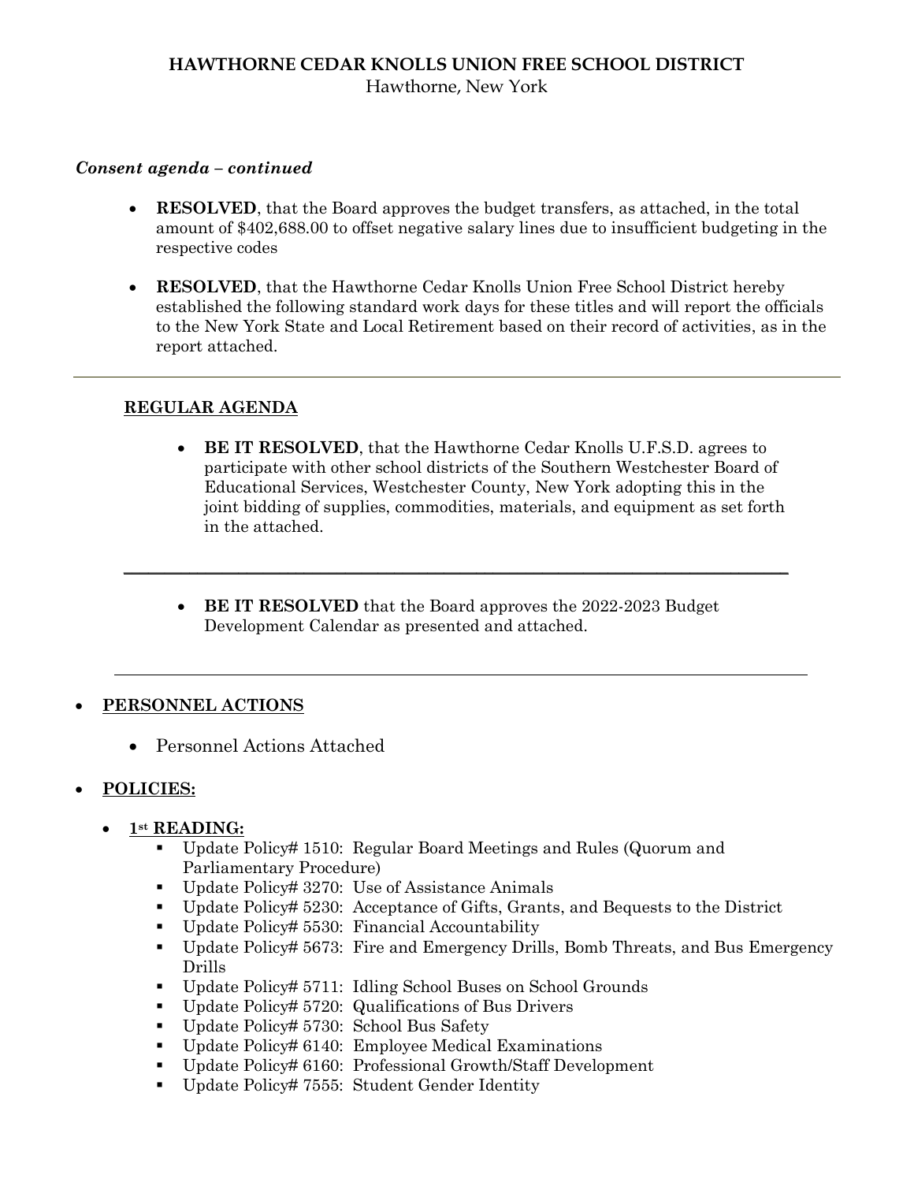**HAWTHORNE CEDAR KNOLLS UNION FREE SCHOOL DISTRICT**
Hawthorne, New York

***Consent agenda – continued***

- **RESOLVED**, that the Board approves the budget transfers, as attached, in the total amount of $402,688.00 to offset negative salary lines due to insufficient budgeting in the respective codes

- **RESOLVED**, that the Hawthorne Cedar Knolls Union Free School District hereby established the following standard work days for these titles and will report the officials to the New York State and Local Retirement based on their record of activities, as in the report attached.

---

**REGULAR AGENDA**

- **BE IT RESOLVED**, that the Hawthorne Cedar Knolls U.F.S.D. agrees to participate with other school districts of the Southern Westchester Board of Educational Services, Westchester County, New York adopting this in the joint bidding of supplies, commodities, materials, and equipment as set forth in the attached.

---

- **BE IT RESOLVED** that the Board approves the 2022-2023 Budget Development Calendar as presented and attached.

---

- **PERSONNEL ACTIONS**
  - Personnel Actions Attached

- **POLICIES:**
  - **1st READING:**
    - Update Policy# 1510: Regular Board Meetings and Rules (Quorum and Parliamentary Procedure)
    - Update Policy# 3270: Use of Assistance Animals
    - Update Policy# 5230: Acceptance of Gifts, Grants, and Bequests to the District
    - Update Policy# 5530: Financial Accountability
    - Update Policy# 5673: Fire and Emergency Drills, Bomb Threats, and Bus Emergency Drills
    - Update Policy# 5711: Idling School Buses on School Grounds
    - Update Policy# 5720: Qualifications of Bus Drivers
    - Update Policy# 5730: School Bus Safety
    - Update Policy# 6140: Employee Medical Examinations
    - Update Policy# 6160: Professional Growth/Staff Development
    - Update Policy# 7555: Student Gender Identity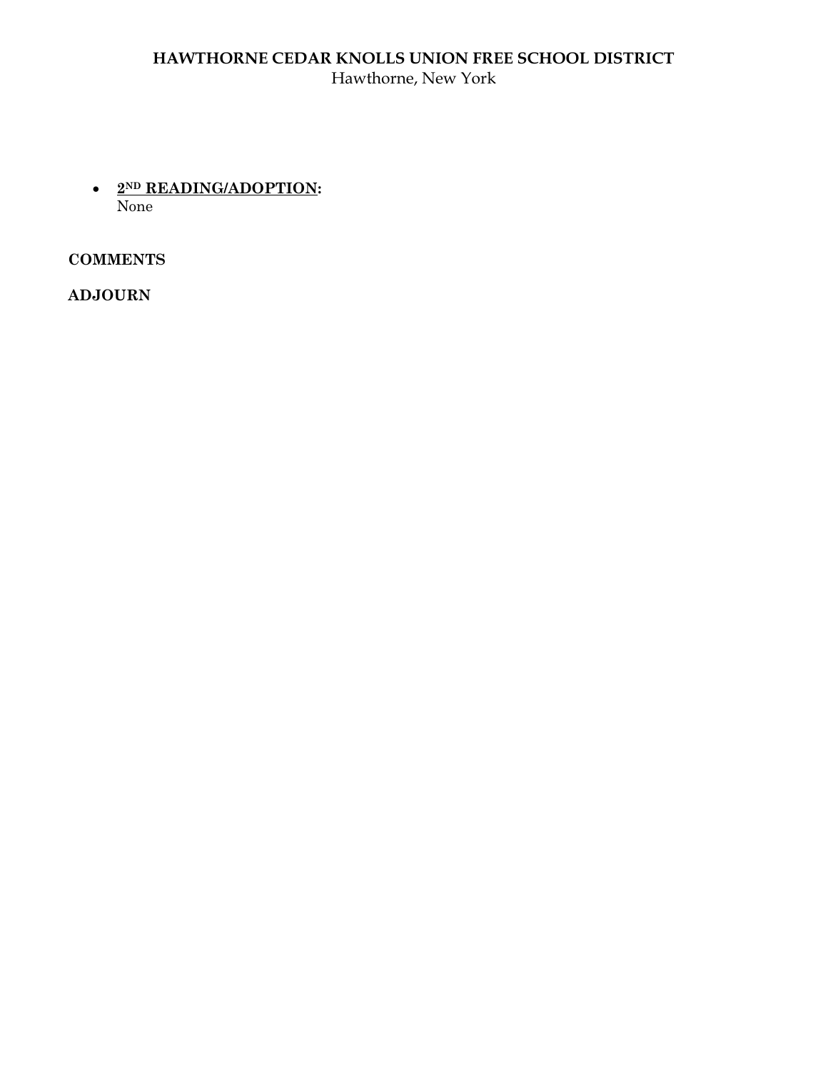**HAWTHORNE CEDAR KNOLLS UNION FREE SCHOOL DISTRICT**
Hawthorne, New York

- **2ND READING/ADOPTION:**
  None

**COMMENTS**

**ADJOURN**